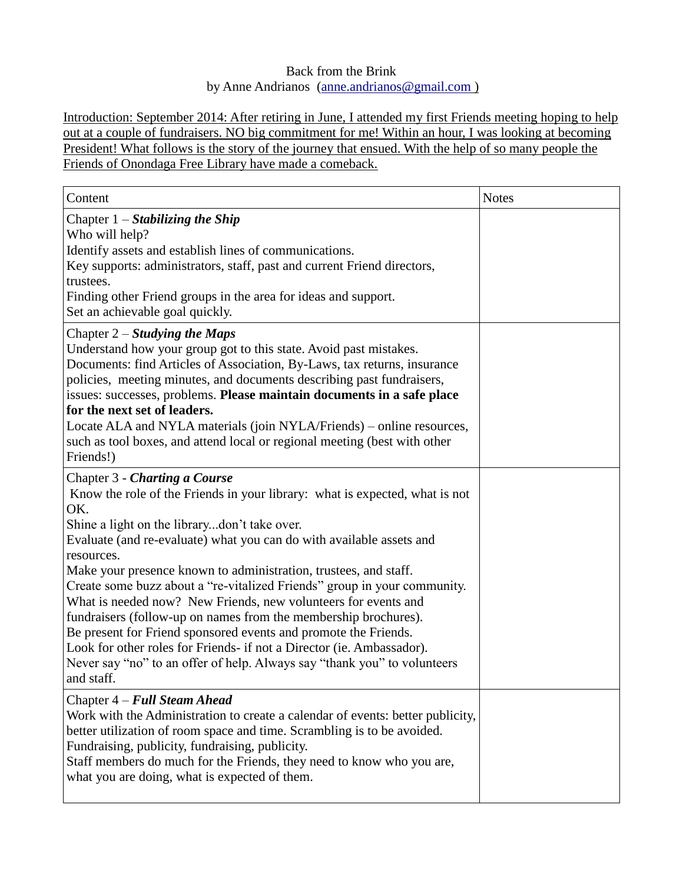Back from the Brink

by Anne Andrianos (anne.andrianos@gmail.com )

Introduction: September 2014: After retiring in June, I attended my first Friends meeting hoping to help out at a couple of fundraisers. NO big commitment for me! Within an hour, I was looking at becoming President! What follows is the story of the journey that ensued. With the help of so many people the Friends of Onondaga Free Library have made a comeback.

| Content | Notes |
|---|---|
| Chapter 1 – ***Stabilizing the Ship***<br>Who will help?<br>Identify assets and establish lines of communications.<br>Key supports: administrators, staff, past and current Friend directors, trustees.<br>Finding other Friend groups in the area for ideas and support.<br>Set an achievable goal quickly. | |
| Chapter 2 – ***Studying the Maps***<br>Understand how your group got to this state. Avoid past mistakes.<br>Documents: find Articles of Association, By-Laws, tax returns, insurance policies, meeting minutes, and documents describing past fundraisers, issues: successes, problems. **Please maintain documents in a safe place for the next set of leaders.**<br>Locate ALA and NYLA materials (join NYLA/Friends) – online resources, such as tool boxes, and attend local or regional meeting (best with other Friends!) | |
| Chapter 3 - ***Charting a Course***<br>Know the role of the Friends in your library: what is expected, what is not OK.<br>Shine a light on the library...don't take over.<br>Evaluate (and re-evaluate) what you can do with available assets and resources.<br>Make your presence known to administration, trustees, and staff.<br>Create some buzz about a "re-vitalized Friends" group in your community.<br>What is needed now? New Friends, new volunteers for events and fundraisers (follow-up on names from the membership brochures).<br>Be present for Friend sponsored events and promote the Friends.<br>Look for other roles for Friends- if not a Director (ie. Ambassador).<br>Never say "no" to an offer of help. Always say "thank you" to volunteers and staff. | |
| Chapter 4 – ***Full Steam Ahead***<br>Work with the Administration to create a calendar of events: better publicity, better utilization of room space and time. Scrambling is to be avoided.<br>Fundraising, publicity, fundraising, publicity.<br>Staff members do much for the Friends, they need to know who you are, what you are doing, what is expected of them. | |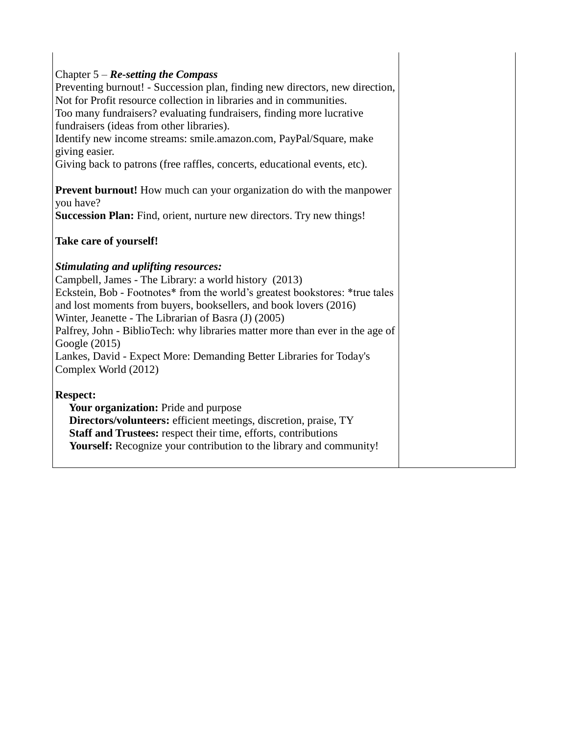| | |
|---|---|
| Chapter 5 – ***Re-setting the Compass***<br>Preventing burnout! - Succession plan, finding new directors, new direction, Not for Profit resource collection in libraries and in communities.<br>Too many fundraisers? evaluating fundraisers, finding more lucrative fundraisers (ideas from other libraries).<br>Identify new income streams: smile.amazon.com, PayPal/Square, make giving easier.<br>Giving back to patrons (free raffles, concerts, educational events, etc).<br><br>**Prevent burnout!** How much can your organization do with the manpower you have?<br>**Succession Plan:** Find, orient, nurture new directors. Try new things!<br><br>**Take care of yourself!**<br><br>***Stimulating and uplifting resources:***<br>Campbell, James - The Library: a world history (2013)<br>Eckstein, Bob - Footnotes* from the world's greatest bookstores: *true tales and lost moments from buyers, booksellers, and book lovers (2016)<br>Winter, Jeanette - The Librarian of Basra (J) (2005)<br>Palfrey, John - BiblioTech: why libraries matter more than ever in the age of Google (2015)<br>Lankes, David - Expect More: Demanding Better Libraries for Today's Complex World (2012)<br><br>**Respect:**<br>**Your organization:** Pride and purpose<br>**Directors/volunteers:** efficient meetings, discretion, praise, TY<br>**Staff and Trustees:** respect their time, efforts, contributions<br>**Yourself:** Recognize your contribution to the library and community! | |